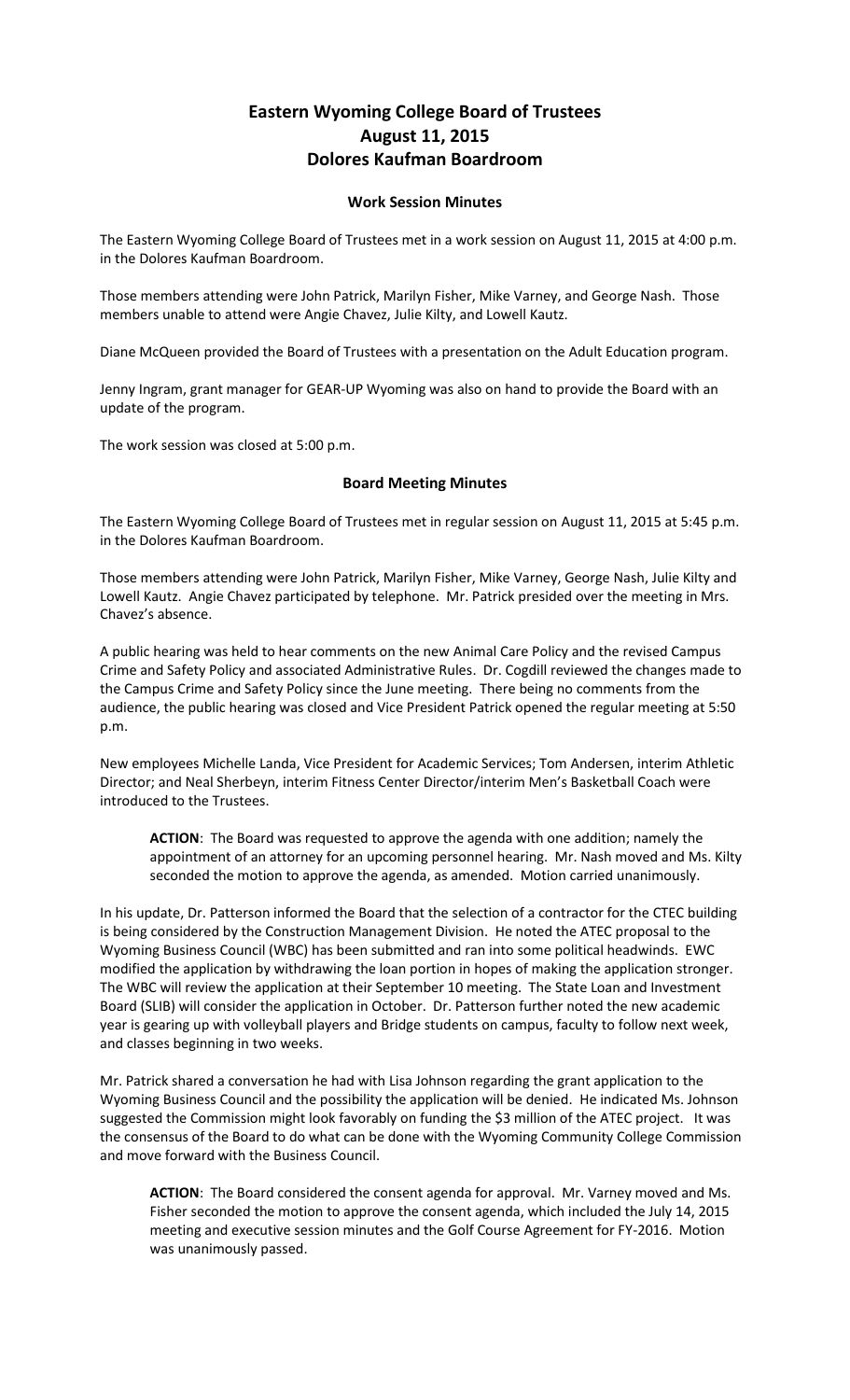# Eastern Wyoming College Board of Trustees
# August 11, 2015
# Dolores Kaufman Boardroom

### Work Session Minutes

The Eastern Wyoming College Board of Trustees met in a work session on August 11, 2015 at 4:00 p.m. in the Dolores Kaufman Boardroom.

Those members attending were John Patrick, Marilyn Fisher, Mike Varney, and George Nash. Those members unable to attend were Angie Chavez, Julie Kilty, and Lowell Kautz.

Diane McQueen provided the Board of Trustees with a presentation on the Adult Education program.

Jenny Ingram, grant manager for GEAR-UP Wyoming was also on hand to provide the Board with an update of the program.

The work session was closed at 5:00 p.m.

### Board Meeting Minutes

The Eastern Wyoming College Board of Trustees met in regular session on August 11, 2015 at 5:45 p.m. in the Dolores Kaufman Boardroom.

Those members attending were John Patrick, Marilyn Fisher, Mike Varney, George Nash, Julie Kilty and Lowell Kautz. Angie Chavez participated by telephone. Mr. Patrick presided over the meeting in Mrs. Chavez's absence.

A public hearing was held to hear comments on the new Animal Care Policy and the revised Campus Crime and Safety Policy and associated Administrative Rules. Dr. Cogdill reviewed the changes made to the Campus Crime and Safety Policy since the June meeting. There being no comments from the audience, the public hearing was closed and Vice President Patrick opened the regular meeting at 5:50 p.m.

New employees Michelle Landa, Vice President for Academic Services; Tom Andersen, interim Athletic Director; and Neal Sherbeyn, interim Fitness Center Director/interim Men's Basketball Coach were introduced to the Trustees.

> **ACTION**: The Board was requested to approve the agenda with one addition; namely the appointment of an attorney for an upcoming personnel hearing. Mr. Nash moved and Ms. Kilty seconded the motion to approve the agenda, as amended. Motion carried unanimously.

In his update, Dr. Patterson informed the Board that the selection of a contractor for the CTEC building is being considered by the Construction Management Division. He noted the ATEC proposal to the Wyoming Business Council (WBC) has been submitted and ran into some political headwinds. EWC modified the application by withdrawing the loan portion in hopes of making the application stronger. The WBC will review the application at their September 10 meeting. The State Loan and Investment Board (SLIB) will consider the application in October. Dr. Patterson further noted the new academic year is gearing up with volleyball players and Bridge students on campus, faculty to follow next week, and classes beginning in two weeks.

Mr. Patrick shared a conversation he had with Lisa Johnson regarding the grant application to the Wyoming Business Council and the possibility the application will be denied. He indicated Ms. Johnson suggested the Commission might look favorably on funding the $3 million of the ATEC project. It was the consensus of the Board to do what can be done with the Wyoming Community College Commission and move forward with the Business Council.

> **ACTION**: The Board considered the consent agenda for approval. Mr. Varney moved and Ms. Fisher seconded the motion to approve the consent agenda, which included the July 14, 2015 meeting and executive session minutes and the Golf Course Agreement for FY-2016. Motion was unanimously passed.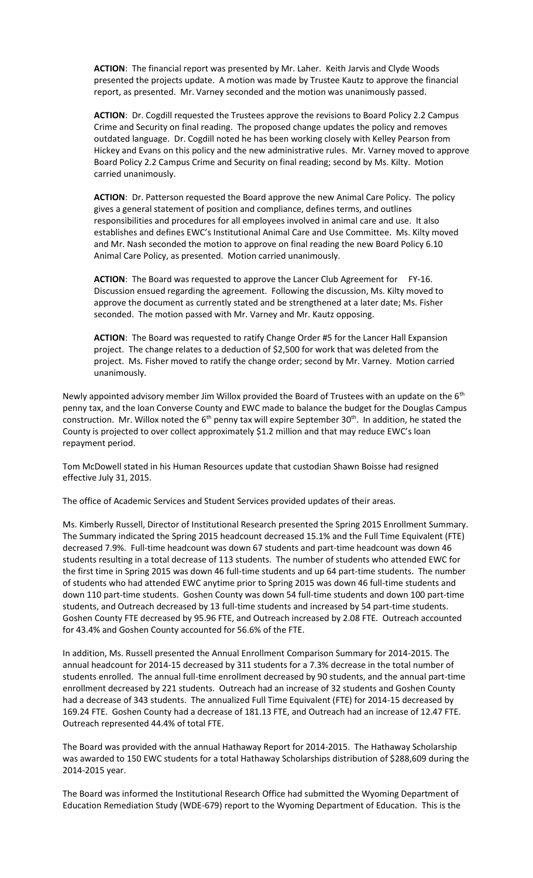**ACTION**: The financial report was presented by Mr. Laher. Keith Jarvis and Clyde Woods presented the projects update. A motion was made by Trustee Kautz to approve the financial report, as presented. Mr. Varney seconded and the motion was unanimously passed.

**ACTION**: Dr. Cogdill requested the Trustees approve the revisions to Board Policy 2.2 Campus Crime and Security on final reading. The proposed change updates the policy and removes outdated language. Dr. Cogdill noted he has been working closely with Kelley Pearson from Hickey and Evans on this policy and the new administrative rules. Mr. Varney moved to approve Board Policy 2.2 Campus Crime and Security on final reading; second by Ms. Kilty. Motion carried unanimously.

**ACTION**: Dr. Patterson requested the Board approve the new Animal Care Policy. The policy gives a general statement of position and compliance, defines terms, and outlines responsibilities and procedures for all employees involved in animal care and use. It also establishes and defines EWC's Institutional Animal Care and Use Committee. Ms. Kilty moved and Mr. Nash seconded the motion to approve on final reading the new Board Policy 6.10 Animal Care Policy, as presented. Motion carried unanimously.

**ACTION**: The Board was requested to approve the Lancer Club Agreement for FY-16. Discussion ensued regarding the agreement. Following the discussion, Ms. Kilty moved to approve the document as currently stated and be strengthened at a later date; Ms. Fisher seconded. The motion passed with Mr. Varney and Mr. Kautz opposing.

**ACTION**: The Board was requested to ratify Change Order #5 for the Lancer Hall Expansion project. The change relates to a deduction of $2,500 for work that was deleted from the project. Ms. Fisher moved to ratify the change order; second by Mr. Varney. Motion carried unanimously.

Newly appointed advisory member Jim Willox provided the Board of Trustees with an update on the 6th penny tax, and the loan Converse County and EWC made to balance the budget for the Douglas Campus construction. Mr. Willox noted the 6th penny tax will expire September 30th. In addition, he stated the County is projected to over collect approximately $1.2 million and that may reduce EWC's loan repayment period.

Tom McDowell stated in his Human Resources update that custodian Shawn Boisse had resigned effective July 31, 2015.

The office of Academic Services and Student Services provided updates of their areas.

Ms. Kimberly Russell, Director of Institutional Research presented the Spring 2015 Enrollment Summary. The Summary indicated the Spring 2015 headcount decreased 15.1% and the Full Time Equivalent (FTE) decreased 7.9%. Full-time headcount was down 67 students and part-time headcount was down 46 students resulting in a total decrease of 113 students. The number of students who attended EWC for the first time in Spring 2015 was down 46 full-time students and up 64 part-time students. The number of students who had attended EWC anytime prior to Spring 2015 was down 46 full-time students and down 110 part-time students. Goshen County was down 54 full-time students and down 100 part-time students, and Outreach decreased by 13 full-time students and increased by 54 part-time students. Goshen County FTE decreased by 95.96 FTE, and Outreach increased by 2.08 FTE. Outreach accounted for 43.4% and Goshen County accounted for 56.6% of the FTE.

In addition, Ms. Russell presented the Annual Enrollment Comparison Summary for 2014-2015. The annual headcount for 2014-15 decreased by 311 students for a 7.3% decrease in the total number of students enrolled. The annual full-time enrollment decreased by 90 students, and the annual part-time enrollment decreased by 221 students. Outreach had an increase of 32 students and Goshen County had a decrease of 343 students. The annualized Full Time Equivalent (FTE) for 2014-15 decreased by 169.24 FTE. Goshen County had a decrease of 181.13 FTE, and Outreach had an increase of 12.47 FTE. Outreach represented 44.4% of total FTE.

The Board was provided with the annual Hathaway Report for 2014-2015. The Hathaway Scholarship was awarded to 150 EWC students for a total Hathaway Scholarships distribution of $288,609 during the 2014-2015 year.

The Board was informed the Institutional Research Office had submitted the Wyoming Department of Education Remediation Study (WDE-679) report to the Wyoming Department of Education. This is the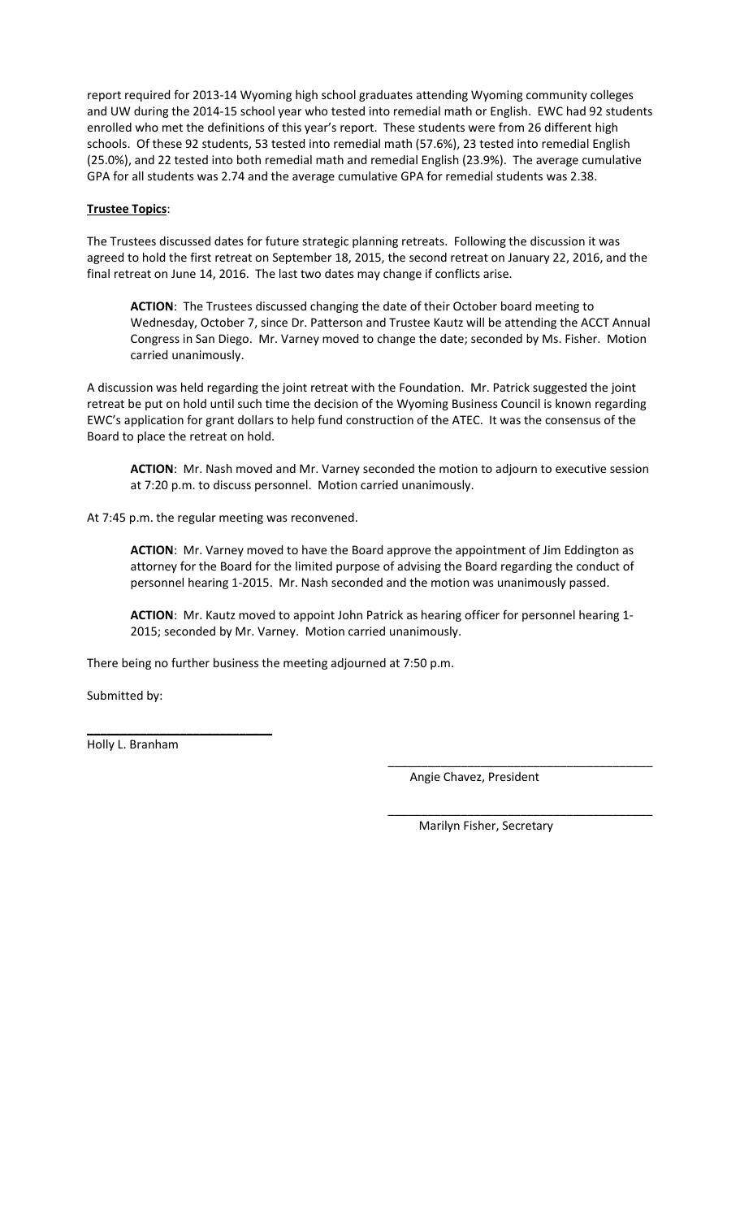report required for 2013-14 Wyoming high school graduates attending Wyoming community colleges and UW during the 2014-15 school year who tested into remedial math or English. EWC had 92 students enrolled who met the definitions of this year's report. These students were from 26 different high schools. Of these 92 students, 53 tested into remedial math (57.6%), 23 tested into remedial English (25.0%), and 22 tested into both remedial math and remedial English (23.9%). The average cumulative GPA for all students was 2.74 and the average cumulative GPA for remedial students was 2.38.

**Trustee Topics**:

The Trustees discussed dates for future strategic planning retreats. Following the discussion it was agreed to hold the first retreat on September 18, 2015, the second retreat on January 22, 2016, and the final retreat on June 14, 2016. The last two dates may change if conflicts arise.

> **ACTION**: The Trustees discussed changing the date of their October board meeting to Wednesday, October 7, since Dr. Patterson and Trustee Kautz will be attending the ACCT Annual Congress in San Diego. Mr. Varney moved to change the date; seconded by Ms. Fisher. Motion carried unanimously.

A discussion was held regarding the joint retreat with the Foundation. Mr. Patrick suggested the joint retreat be put on hold until such time the decision of the Wyoming Business Council is known regarding EWC's application for grant dollars to help fund construction of the ATEC. It was the consensus of the Board to place the retreat on hold.

> **ACTION**: Mr. Nash moved and Mr. Varney seconded the motion to adjourn to executive session at 7:20 p.m. to discuss personnel. Motion carried unanimously.

At 7:45 p.m. the regular meeting was reconvened.

> **ACTION**: Mr. Varney moved to have the Board approve the appointment of Jim Eddington as attorney for the Board for the limited purpose of advising the Board regarding the conduct of personnel hearing 1-2015. Mr. Nash seconded and the motion was unanimously passed.
>
> **ACTION**: Mr. Kautz moved to appoint John Patrick as hearing officer for personnel hearing 1-2015; seconded by Mr. Varney. Motion carried unanimously.

There being no further business the meeting adjourned at 7:50 p.m.

Submitted by:

\_\_\_\_\_\_\_\_\_\_\_\_\_\_\_\_\_\_\_\_\_\_\_\_\_\_\_\_

Holly L. Branham

\_\_\_\_\_\_\_\_\_\_\_\_\_\_\_\_\_\_\_\_\_\_\_\_\_\_\_\_\_\_\_\_\_\_\_\_\_\_\_\_

Angie Chavez, President

\_\_\_\_\_\_\_\_\_\_\_\_\_\_\_\_\_\_\_\_\_\_\_\_\_\_\_\_\_\_\_\_\_\_\_\_\_\_\_\_

Marilyn Fisher, Secretary